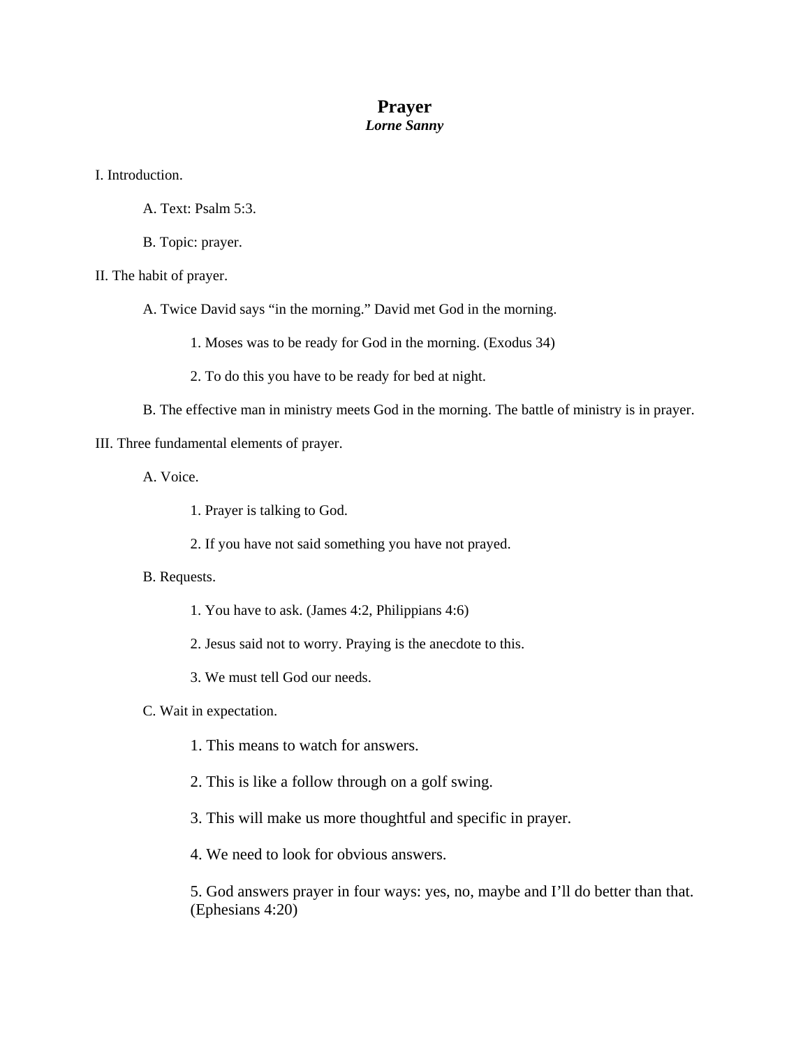# Prayer

***Lorne Sanny***

I. Introduction.

A. Text: Psalm 5:3.

B. Topic: prayer.

II. The habit of prayer.

A. Twice David says "in the morning." David met God in the morning.

1. Moses was to be ready for God in the morning. (Exodus 34)

2. To do this you have to be ready for bed at night.

B. The effective man in ministry meets God in the morning. The battle of ministry is in prayer.

III. Three fundamental elements of prayer.

A. Voice.

1. Prayer is talking to God.

2. If you have not said something you have not prayed.

B. Requests.

1. You have to ask. (James 4:2, Philippians 4:6)

2. Jesus said not to worry. Praying is the anecdote to this.

3. We must tell God our needs.

C. Wait in expectation.

1. This means to watch for answers.

2. This is like a follow through on a golf swing.

3. This will make us more thoughtful and specific in prayer.

4. We need to look for obvious answers.

5. God answers prayer in four ways: yes, no, maybe and I'll do better than that. (Ephesians 4:20)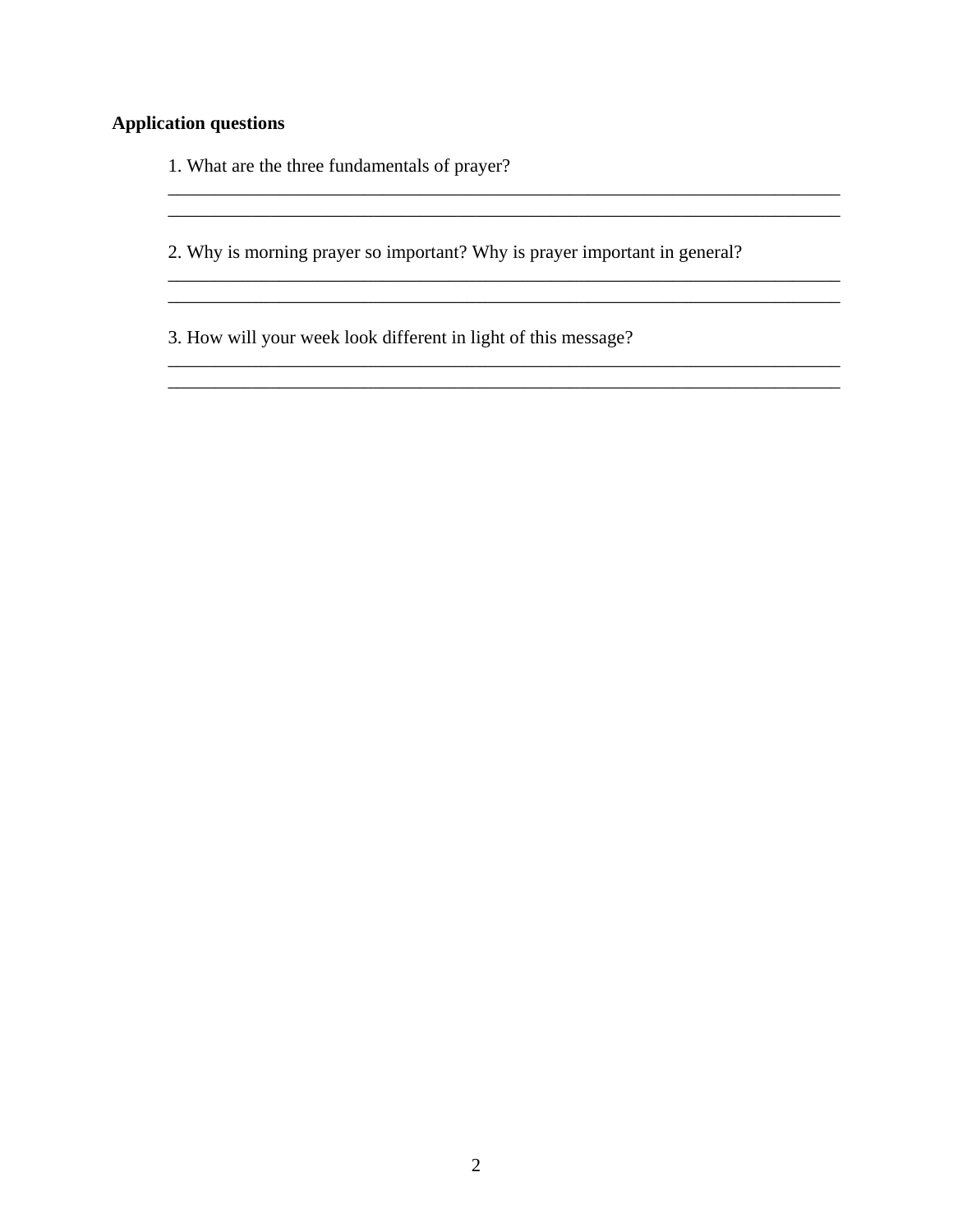**Application questions**

1. What are the three fundamentals of prayer?

_____________________________________________________________________________
_____________________________________________________________________________

2. Why is morning prayer so important? Why is prayer important in general?

_____________________________________________________________________________
_____________________________________________________________________________

3. How will your week look different in light of this message?

_____________________________________________________________________________
_____________________________________________________________________________